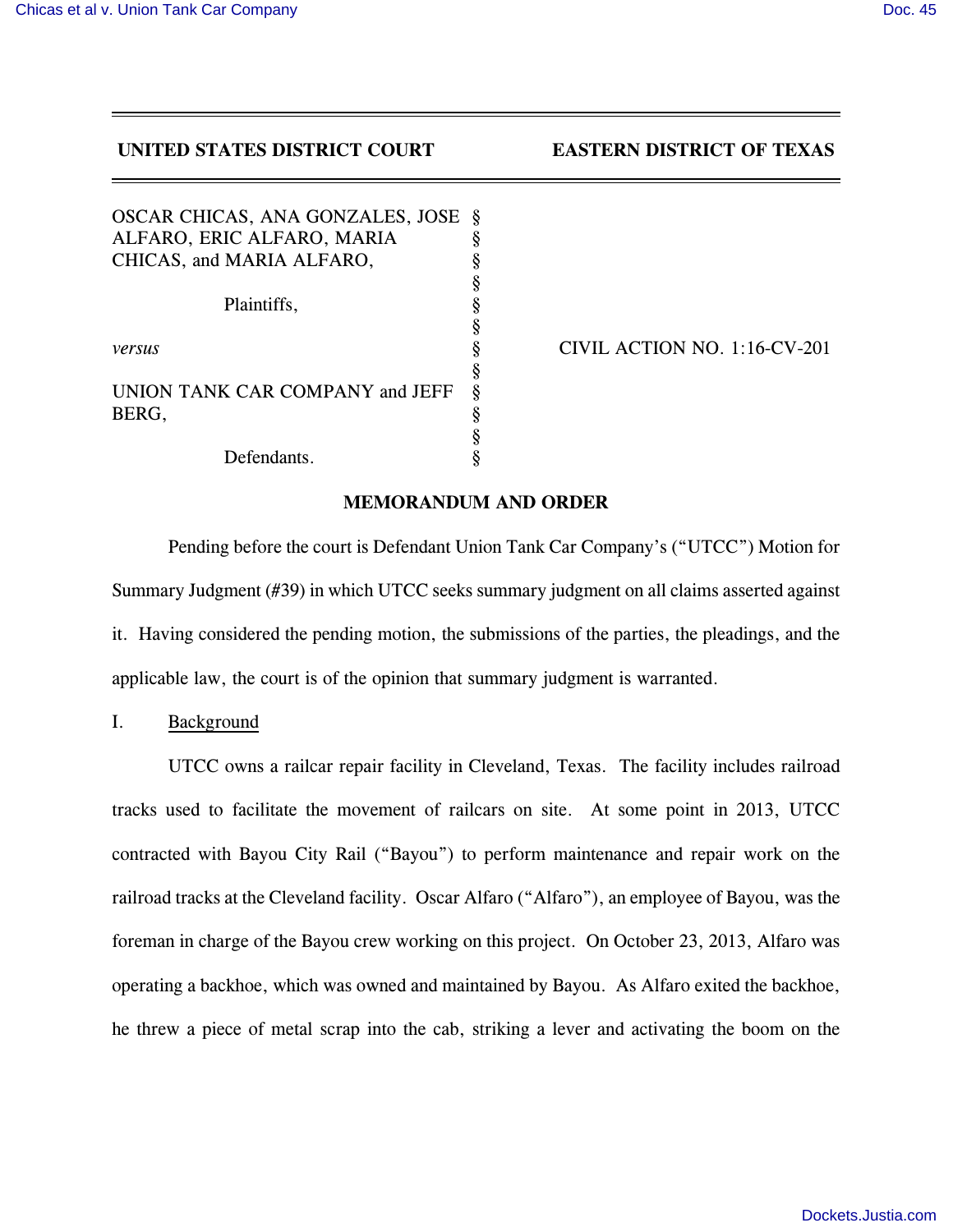**UNITED STATES DISTRICT COURT EASTERN DISTRICT OF TEXAS**

OSCAR CHICAS, ANA GONZALES, JOSE ALFARO, ERIC ALFARO, MARIA CHICAS, and MARIA ALFARO,

Plaintiffs,

*versus*

UNION TANK CAR COMPANY and JEFF BERG,

Defendants.

CIVIL ACTION NO. 1:16-CV-201

**MEMORANDUM AND ORDER**

Pending before the court is Defendant Union Tank Car Company's ("UTCC") Motion for Summary Judgment (#39) in which UTCC seeks summary judgment on all claims asserted against it. Having considered the pending motion, the submissions of the parties, the pleadings, and the applicable law, the court is of the opinion that summary judgment is warranted.

I. Background

UTCC owns a railcar repair facility in Cleveland, Texas. The facility includes railroad tracks used to facilitate the movement of railcars on site. At some point in 2013, UTCC contracted with Bayou City Rail ("Bayou") to perform maintenance and repair work on the railroad tracks at the Cleveland facility. Oscar Alfaro ("Alfaro"), an employee of Bayou, was the foreman in charge of the Bayou crew working on this project. On October 23, 2013, Alfaro was operating a backhoe, which was owned and maintained by Bayou. As Alfaro exited the backhoe, he threw a piece of metal scrap into the cab, striking a lever and activating the boom on the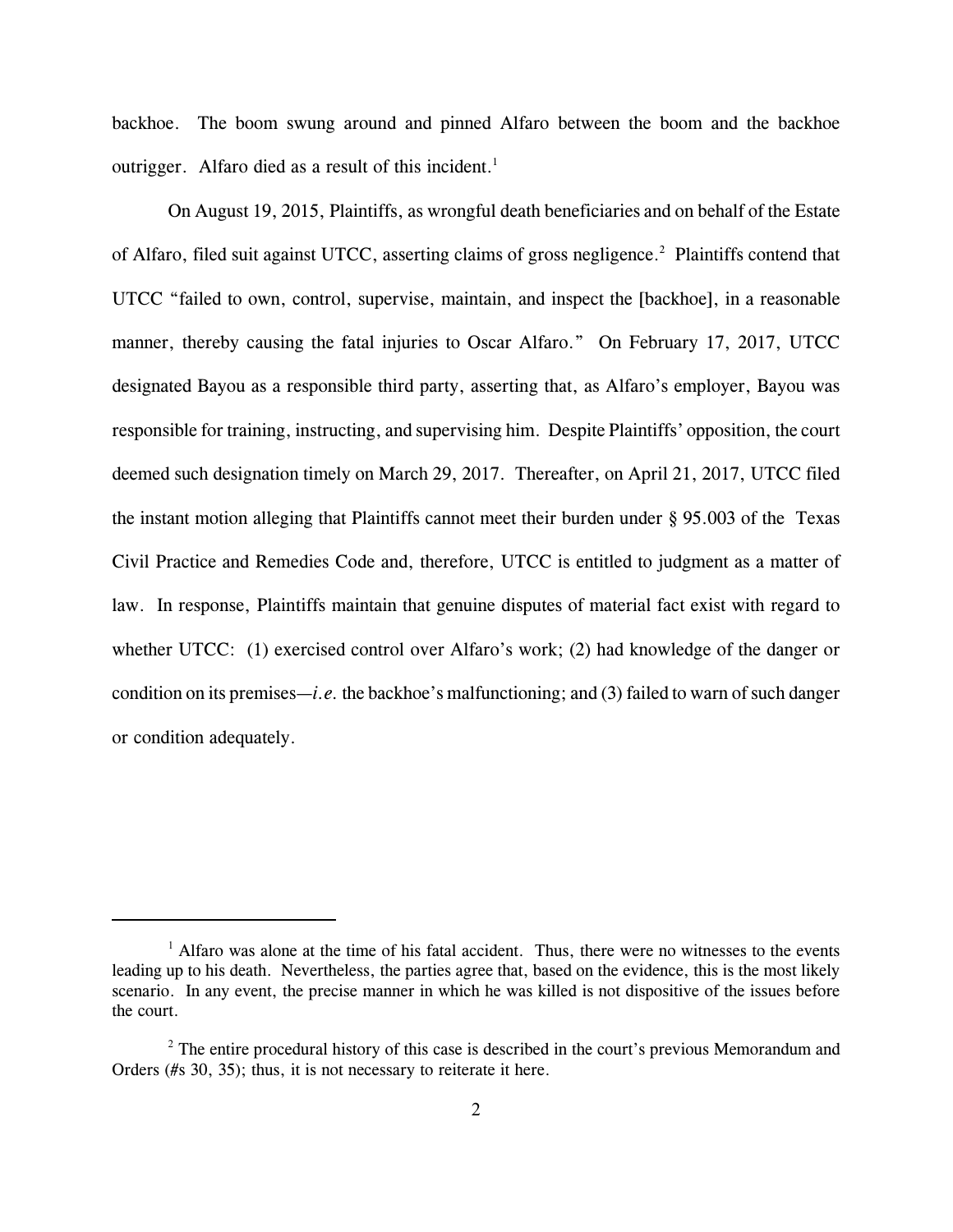backhoe. The boom swung around and pinned Alfaro between the boom and the backhoe outrigger. Alfaro died as a result of this incident.[1]

On August 19, 2015, Plaintiffs, as wrongful death beneficiaries and on behalf of the Estate of Alfaro, filed suit against UTCC, asserting claims of gross negligence.[2] Plaintiffs contend that UTCC "failed to own, control, supervise, maintain, and inspect the [backhoe], in a reasonable manner, thereby causing the fatal injuries to Oscar Alfaro." On February 17, 2017, UTCC designated Bayou as a responsible third party, asserting that, as Alfaro's employer, Bayou was responsible for training, instructing, and supervising him. Despite Plaintiffs' opposition, the court deemed such designation timely on March 29, 2017. Thereafter, on April 21, 2017, UTCC filed the instant motion alleging that Plaintiffs cannot meet their burden under § 95.003 of the Texas Civil Practice and Remedies Code and, therefore, UTCC is entitled to judgment as a matter of law. In response, Plaintiffs maintain that genuine disputes of material fact exist with regard to whether UTCC: (1) exercised control over Alfaro's work; (2) had knowledge of the danger or condition on its premises—*i.e.* the backhoe's malfunctioning; and (3) failed to warn of such danger or condition adequately.

---

[1] Alfaro was alone at the time of his fatal accident. Thus, there were no witnesses to the events leading up to his death. Nevertheless, the parties agree that, based on the evidence, this is the most likely scenario. In any event, the precise manner in which he was killed is not dispositive of the issues before the court.

[2] The entire procedural history of this case is described in the court's previous Memorandum and Orders (#s 30, 35); thus, it is not necessary to reiterate it here.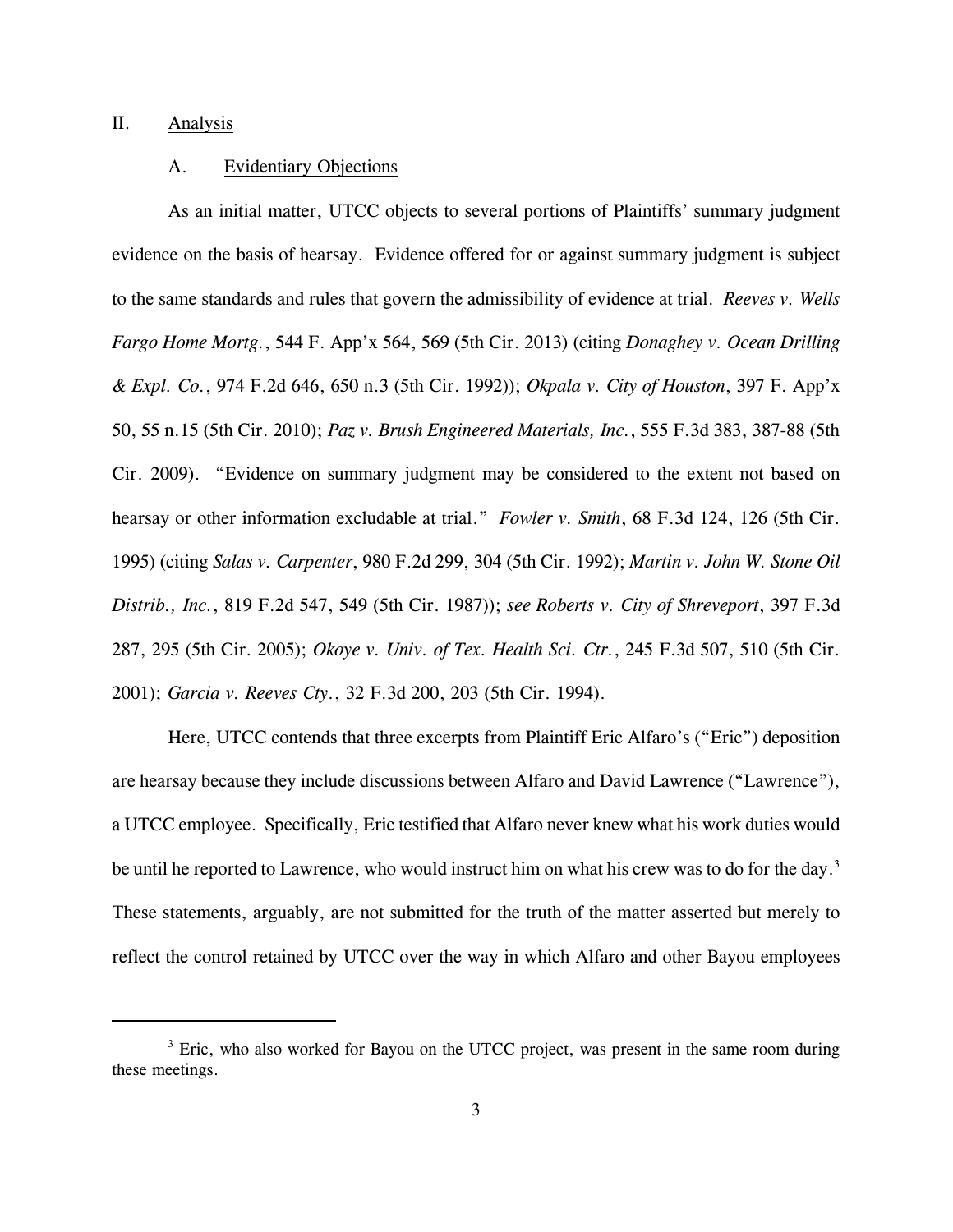## II. Analysis

### A. Evidentiary Objections

As an initial matter, UTCC objects to several portions of Plaintiffs' summary judgment evidence on the basis of hearsay. Evidence offered for or against summary judgment is subject to the same standards and rules that govern the admissibility of evidence at trial. *Reeves v. Wells Fargo Home Mortg.*, 544 F. App'x 564, 569 (5th Cir. 2013) (citing *Donaghey v. Ocean Drilling & Expl. Co.*, 974 F.2d 646, 650 n.3 (5th Cir. 1992)); *Okpala v. City of Houston*, 397 F. App'x 50, 55 n.15 (5th Cir. 2010); *Paz v. Brush Engineered Materials, Inc.*, 555 F.3d 383, 387-88 (5th Cir. 2009). "Evidence on summary judgment may be considered to the extent not based on hearsay or other information excludable at trial." *Fowler v. Smith*, 68 F.3d 124, 126 (5th Cir. 1995) (citing *Salas v. Carpenter*, 980 F.2d 299, 304 (5th Cir. 1992); *Martin v. John W. Stone Oil Distrib., Inc.*, 819 F.2d 547, 549 (5th Cir. 1987)); *see Roberts v. City of Shreveport*, 397 F.3d 287, 295 (5th Cir. 2005); *Okoye v. Univ. of Tex. Health Sci. Ctr.*, 245 F.3d 507, 510 (5th Cir. 2001); *Garcia v. Reeves Cty.*, 32 F.3d 200, 203 (5th Cir. 1994).

Here, UTCC contends that three excerpts from Plaintiff Eric Alfaro's ("Eric") deposition are hearsay because they include discussions between Alfaro and David Lawrence ("Lawrence"), a UTCC employee. Specifically, Eric testified that Alfaro never knew what his work duties would be until he reported to Lawrence, who would instruct him on what his crew was to do for the day.[3] These statements, arguably, are not submitted for the truth of the matter asserted but merely to reflect the control retained by UTCC over the way in which Alfaro and other Bayou employees

[3] Eric, who also worked for Bayou on the UTCC project, was present in the same room during these meetings.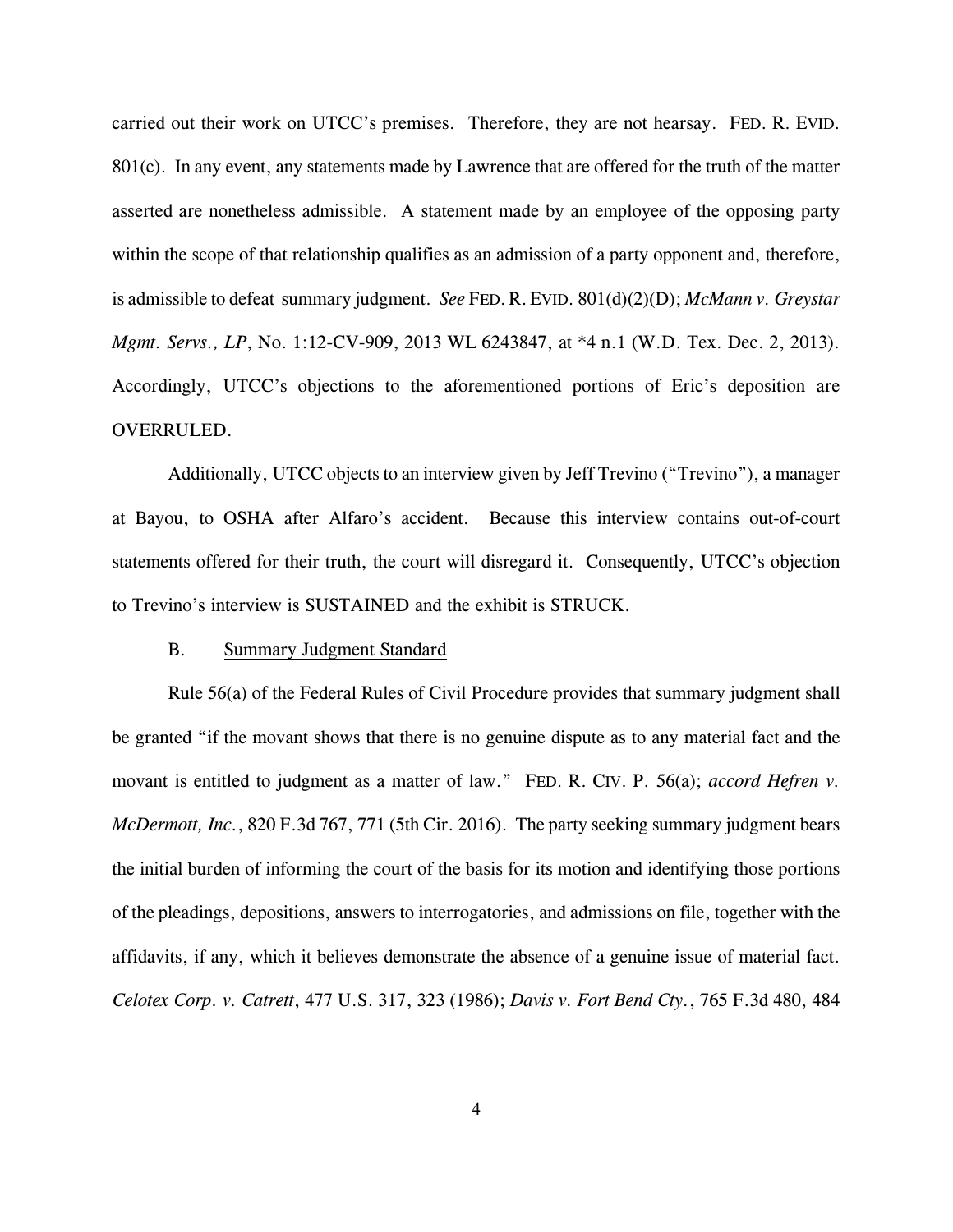carried out their work on UTCC's premises. Therefore, they are not hearsay. FED. R. EVID. 801(c). In any event, any statements made by Lawrence that are offered for the truth of the matter asserted are nonetheless admissible. A statement made by an employee of the opposing party within the scope of that relationship qualifies as an admission of a party opponent and, therefore, is admissible to defeat summary judgment. *See* FED. R. EVID. 801(d)(2)(D); *McMann v. Greystar Mgmt. Servs., LP*, No. 1:12-CV-909, 2013 WL 6243847, at *4 n.1 (W.D. Tex. Dec. 2, 2013). Accordingly, UTCC's objections to the aforementioned portions of Eric's deposition are OVERRULED.

Additionally, UTCC objects to an interview given by Jeff Trevino ("Trevino"), a manager at Bayou, to OSHA after Alfaro's accident. Because this interview contains out-of-court statements offered for their truth, the court will disregard it. Consequently, UTCC's objection to Trevino's interview is SUSTAINED and the exhibit is STRUCK.

### B. Summary Judgment Standard

Rule 56(a) of the Federal Rules of Civil Procedure provides that summary judgment shall be granted "if the movant shows that there is no genuine dispute as to any material fact and the movant is entitled to judgment as a matter of law." FED. R. CIV. P. 56(a); *accord Hefren v. McDermott, Inc.*, 820 F.3d 767, 771 (5th Cir. 2016). The party seeking summary judgment bears the initial burden of informing the court of the basis for its motion and identifying those portions of the pleadings, depositions, answers to interrogatories, and admissions on file, together with the affidavits, if any, which it believes demonstrate the absence of a genuine issue of material fact. *Celotex Corp. v. Catrett*, 477 U.S. 317, 323 (1986); *Davis v. Fort Bend Cty.*, 765 F.3d 480, 484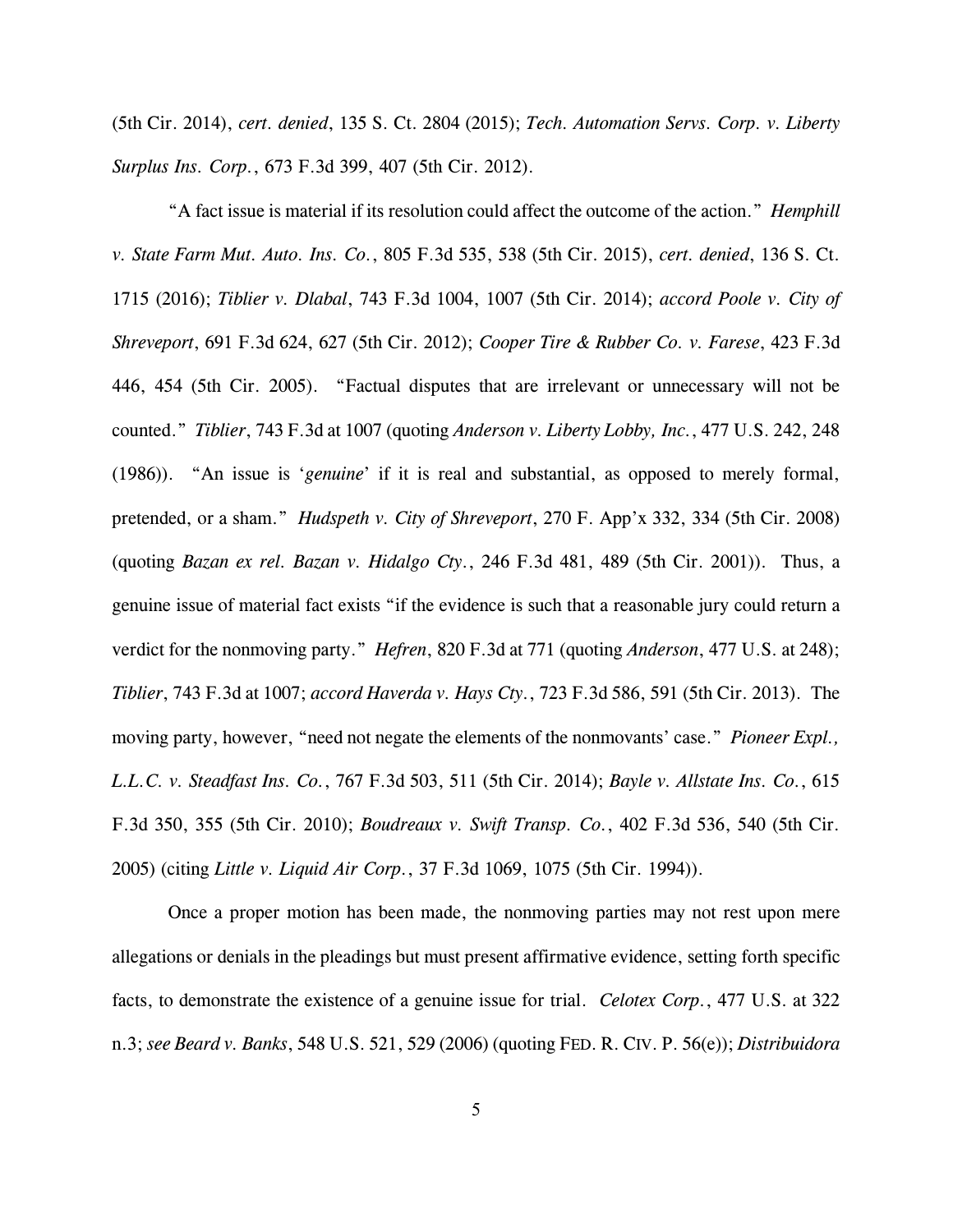(5th Cir. 2014), *cert. denied*, 135 S. Ct. 2804 (2015); *Tech. Automation Servs. Corp. v. Liberty Surplus Ins. Corp.*, 673 F.3d 399, 407 (5th Cir. 2012).

"A fact issue is material if its resolution could affect the outcome of the action." *Hemphill v. State Farm Mut. Auto. Ins. Co.*, 805 F.3d 535, 538 (5th Cir. 2015), *cert. denied*, 136 S. Ct. 1715 (2016); *Tiblier v. Dlabal*, 743 F.3d 1004, 1007 (5th Cir. 2014); *accord Poole v. City of Shreveport*, 691 F.3d 624, 627 (5th Cir. 2012); *Cooper Tire & Rubber Co. v. Farese*, 423 F.3d 446, 454 (5th Cir. 2005). "Factual disputes that are irrelevant or unnecessary will not be counted." *Tiblier*, 743 F.3d at 1007 (quoting *Anderson v. Liberty Lobby, Inc.*, 477 U.S. 242, 248 (1986)). "An issue is '*genuine*' if it is real and substantial, as opposed to merely formal, pretended, or a sham." *Hudspeth v. City of Shreveport*, 270 F. App'x 332, 334 (5th Cir. 2008) (quoting *Bazan ex rel. Bazan v. Hidalgo Cty.*, 246 F.3d 481, 489 (5th Cir. 2001)). Thus, a genuine issue of material fact exists "if the evidence is such that a reasonable jury could return a verdict for the nonmoving party." *Hefren*, 820 F.3d at 771 (quoting *Anderson*, 477 U.S. at 248); *Tiblier*, 743 F.3d at 1007; *accord Haverda v. Hays Cty.*, 723 F.3d 586, 591 (5th Cir. 2013). The moving party, however, "need not negate the elements of the nonmovants' case." *Pioneer Expl., L.L.C. v. Steadfast Ins. Co.*, 767 F.3d 503, 511 (5th Cir. 2014); *Bayle v. Allstate Ins. Co.*, 615 F.3d 350, 355 (5th Cir. 2010); *Boudreaux v. Swift Transp. Co.*, 402 F.3d 536, 540 (5th Cir. 2005) (citing *Little v. Liquid Air Corp.*, 37 F.3d 1069, 1075 (5th Cir. 1994)).

Once a proper motion has been made, the nonmoving parties may not rest upon mere allegations or denials in the pleadings but must present affirmative evidence, setting forth specific facts, to demonstrate the existence of a genuine issue for trial. *Celotex Corp.*, 477 U.S. at 322 n.3; *see Beard v. Banks*, 548 U.S. 521, 529 (2006) (quoting FED. R. CIV. P. 56(e)); *Distribuidora*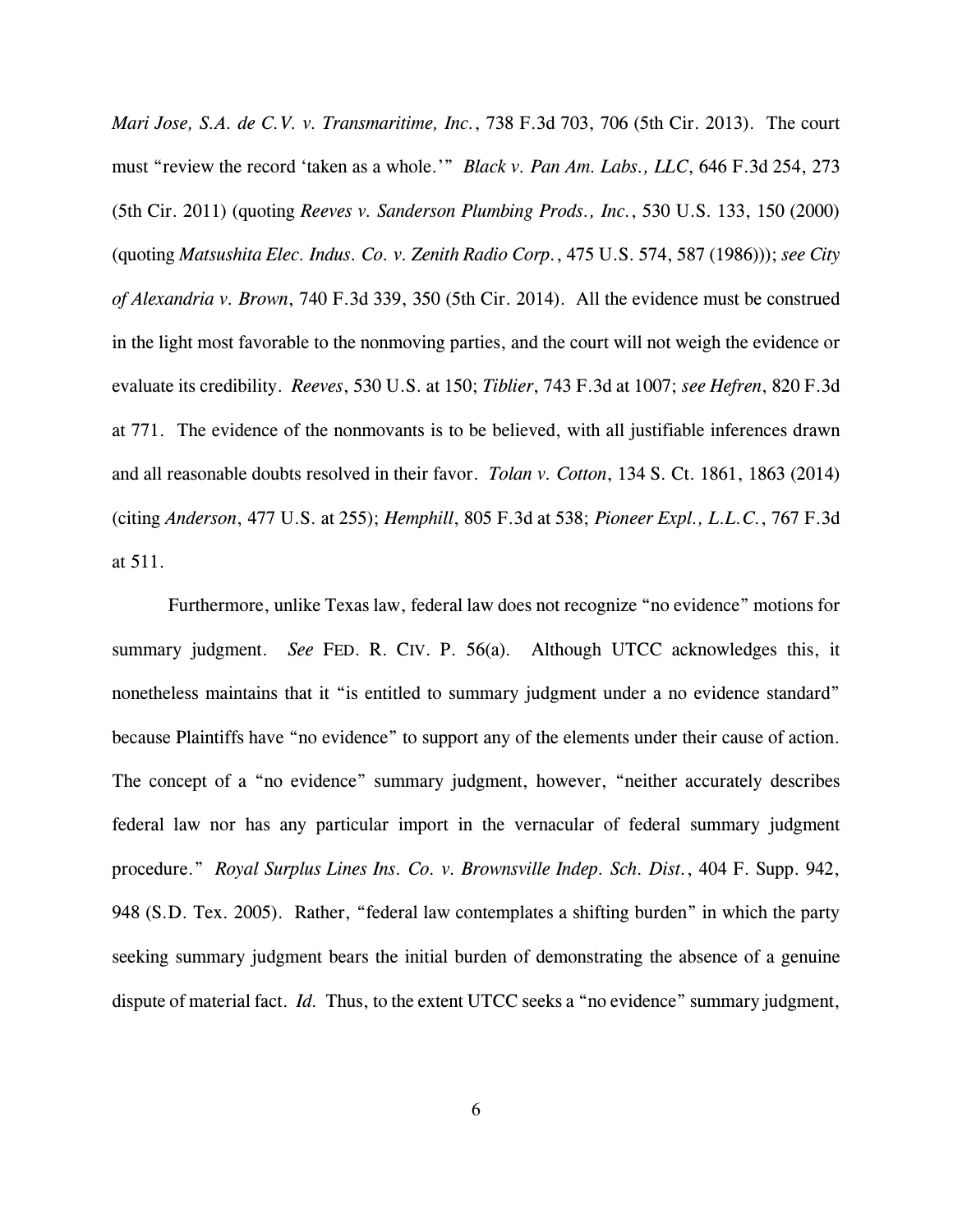*Mari Jose, S.A. de C.V. v. Transmaritime, Inc.*, 738 F.3d 703, 706 (5th Cir. 2013). The court must "review the record 'taken as a whole.'" *Black v. Pan Am. Labs., LLC*, 646 F.3d 254, 273 (5th Cir. 2011) (quoting *Reeves v. Sanderson Plumbing Prods., Inc.*, 530 U.S. 133, 150 (2000) (quoting *Matsushita Elec. Indus. Co. v. Zenith Radio Corp.*, 475 U.S. 574, 587 (1986))); *see City of Alexandria v. Brown*, 740 F.3d 339, 350 (5th Cir. 2014). All the evidence must be construed in the light most favorable to the nonmoving parties, and the court will not weigh the evidence or evaluate its credibility. *Reeves*, 530 U.S. at 150; *Tiblier*, 743 F.3d at 1007; *see Hefren*, 820 F.3d at 771. The evidence of the nonmovants is to be believed, with all justifiable inferences drawn and all reasonable doubts resolved in their favor. *Tolan v. Cotton*, 134 S. Ct. 1861, 1863 (2014) (citing *Anderson*, 477 U.S. at 255); *Hemphill*, 805 F.3d at 538; *Pioneer Expl., L.L.C.*, 767 F.3d at 511.

Furthermore, unlike Texas law, federal law does not recognize "no evidence" motions for summary judgment. *See* FED. R. CIV. P. 56(a). Although UTCC acknowledges this, it nonetheless maintains that it "is entitled to summary judgment under a no evidence standard" because Plaintiffs have "no evidence" to support any of the elements under their cause of action. The concept of a "no evidence" summary judgment, however, "neither accurately describes federal law nor has any particular import in the vernacular of federal summary judgment procedure." *Royal Surplus Lines Ins. Co. v. Brownsville Indep. Sch. Dist.*, 404 F. Supp. 942, 948 (S.D. Tex. 2005). Rather, "federal law contemplates a shifting burden" in which the party seeking summary judgment bears the initial burden of demonstrating the absence of a genuine dispute of material fact. *Id.* Thus, to the extent UTCC seeks a "no evidence" summary judgment,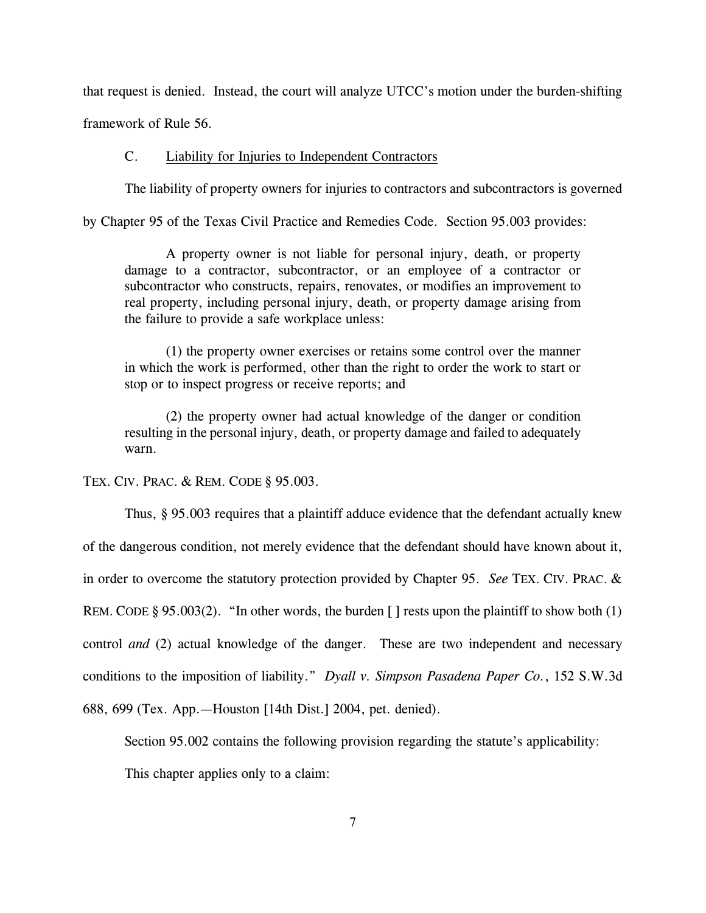that request is denied. Instead, the court will analyze UTCC's motion under the burden-shifting framework of Rule 56.

### C. Liability for Injuries to Independent Contractors

The liability of property owners for injuries to contractors and subcontractors is governed by Chapter 95 of the Texas Civil Practice and Remedies Code. Section 95.003 provides:

> A property owner is not liable for personal injury, death, or property damage to a contractor, subcontractor, or an employee of a contractor or subcontractor who constructs, repairs, renovates, or modifies an improvement to real property, including personal injury, death, or property damage arising from the failure to provide a safe workplace unless:
>
> (1) the property owner exercises or retains some control over the manner in which the work is performed, other than the right to order the work to start or stop or to inspect progress or receive reports; and
>
> (2) the property owner had actual knowledge of the danger or condition resulting in the personal injury, death, or property damage and failed to adequately warn.

TEX. CIV. PRAC. & REM. CODE § 95.003.

Thus, § 95.003 requires that a plaintiff adduce evidence that the defendant actually knew of the dangerous condition, not merely evidence that the defendant should have known about it, in order to overcome the statutory protection provided by Chapter 95. *See* TEX. CIV. PRAC. & REM. CODE § 95.003(2). "In other words, the burden [ ] rests upon the plaintiff to show both (1) control *and* (2) actual knowledge of the danger. These are two independent and necessary conditions to the imposition of liability." *Dyall v. Simpson Pasadena Paper Co.*, 152 S.W.3d 688, 699 (Tex. App.—Houston [14th Dist.] 2004, pet. denied).

Section 95.002 contains the following provision regarding the statute's applicability:

This chapter applies only to a claim: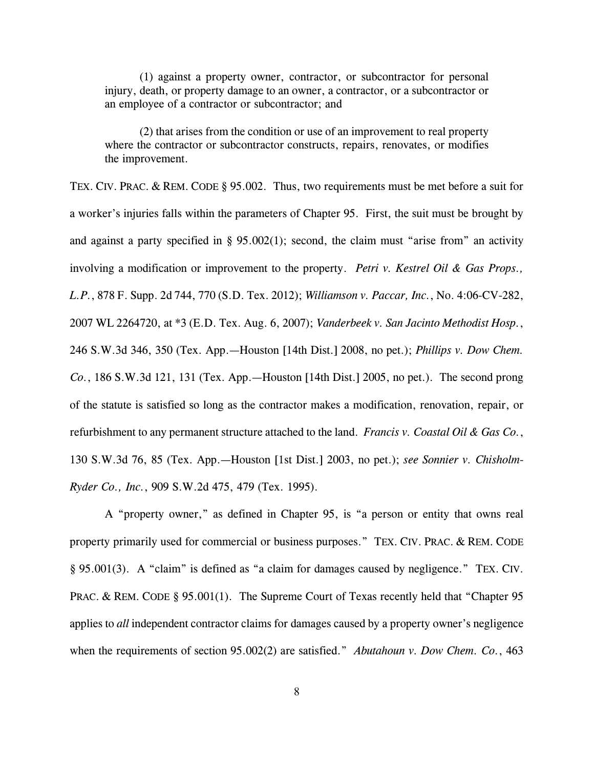(1) against a property owner, contractor, or subcontractor for personal injury, death, or property damage to an owner, a contractor, or a subcontractor or an employee of a contractor or subcontractor; and

(2) that arises from the condition or use of an improvement to real property where the contractor or subcontractor constructs, repairs, renovates, or modifies the improvement.

TEX. CIV. PRAC. & REM. CODE § 95.002. Thus, two requirements must be met before a suit for a worker's injuries falls within the parameters of Chapter 95. First, the suit must be brought by and against a party specified in § 95.002(1); second, the claim must "arise from" an activity involving a modification or improvement to the property. *Petri v. Kestrel Oil & Gas Props., L.P.*, 878 F. Supp. 2d 744, 770 (S.D. Tex. 2012); *Williamson v. Paccar, Inc.*, No. 4:06-CV-282, 2007 WL 2264720, at *3 (E.D. Tex. Aug. 6, 2007); *Vanderbeek v. San Jacinto Methodist Hosp.*, 246 S.W.3d 346, 350 (Tex. App.—Houston [14th Dist.] 2008, no pet.); *Phillips v. Dow Chem. Co.*, 186 S.W.3d 121, 131 (Tex. App.—Houston [14th Dist.] 2005, no pet.). The second prong of the statute is satisfied so long as the contractor makes a modification, renovation, repair, or refurbishment to any permanent structure attached to the land. *Francis v. Coastal Oil & Gas Co.*, 130 S.W.3d 76, 85 (Tex. App.—Houston [1st Dist.] 2003, no pet.); *see Sonnier v. Chisholm-Ryder Co., Inc.*, 909 S.W.2d 475, 479 (Tex. 1995).

A "property owner," as defined in Chapter 95, is "a person or entity that owns real property primarily used for commercial or business purposes." TEX. CIV. PRAC. & REM. CODE § 95.001(3). A "claim" is defined as "a claim for damages caused by negligence." TEX. CIV. PRAC. & REM. CODE § 95.001(1). The Supreme Court of Texas recently held that "Chapter 95 applies to *all* independent contractor claims for damages caused by a property owner's negligence when the requirements of section 95.002(2) are satisfied." *Abutahoun v. Dow Chem. Co.*, 463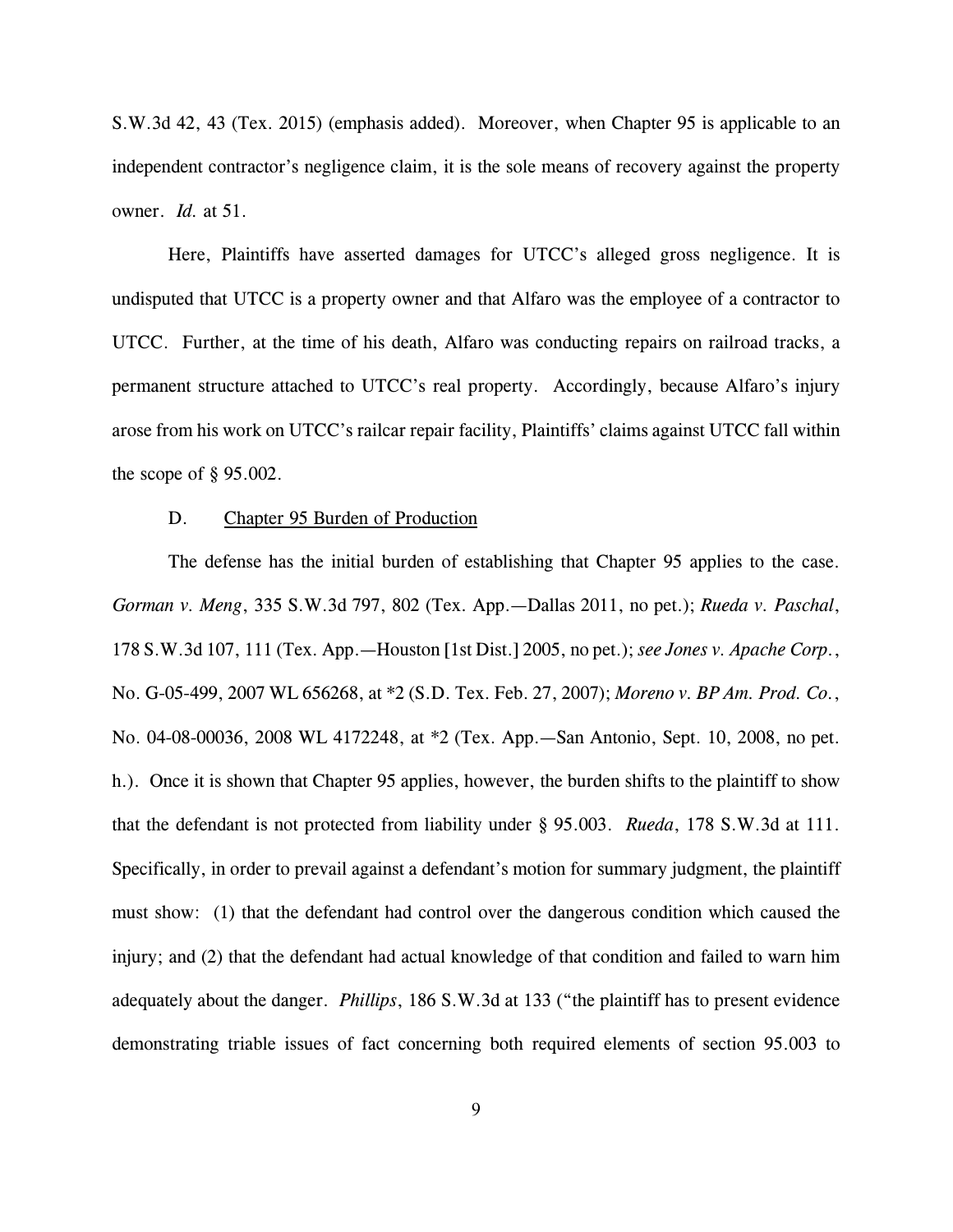S.W.3d 42, 43 (Tex. 2015) (emphasis added). Moreover, when Chapter 95 is applicable to an independent contractor's negligence claim, it is the sole means of recovery against the property owner. *Id.* at 51.

Here, Plaintiffs have asserted damages for UTCC's alleged gross negligence. It is undisputed that UTCC is a property owner and that Alfaro was the employee of a contractor to UTCC. Further, at the time of his death, Alfaro was conducting repairs on railroad tracks, a permanent structure attached to UTCC's real property. Accordingly, because Alfaro's injury arose from his work on UTCC's railcar repair facility, Plaintiffs' claims against UTCC fall within the scope of § 95.002.

D. Chapter 95 Burden of Production

The defense has the initial burden of establishing that Chapter 95 applies to the case. *Gorman v. Meng*, 335 S.W.3d 797, 802 (Tex. App.—Dallas 2011, no pet.); *Rueda v. Paschal*, 178 S.W.3d 107, 111 (Tex. App.—Houston [1st Dist.] 2005, no pet.); *see Jones v. Apache Corp.*, No. G-05-499, 2007 WL 656268, at *2 (S.D. Tex. Feb. 27, 2007); *Moreno v. BP Am. Prod. Co.*, No. 04-08-00036, 2008 WL 4172248, at *2 (Tex. App.—San Antonio, Sept. 10, 2008, no pet. h.). Once it is shown that Chapter 95 applies, however, the burden shifts to the plaintiff to show that the defendant is not protected from liability under § 95.003. *Rueda*, 178 S.W.3d at 111. Specifically, in order to prevail against a defendant's motion for summary judgment, the plaintiff must show: (1) that the defendant had control over the dangerous condition which caused the injury; and (2) that the defendant had actual knowledge of that condition and failed to warn him adequately about the danger. *Phillips*, 186 S.W.3d at 133 ("the plaintiff has to present evidence demonstrating triable issues of fact concerning both required elements of section 95.003 to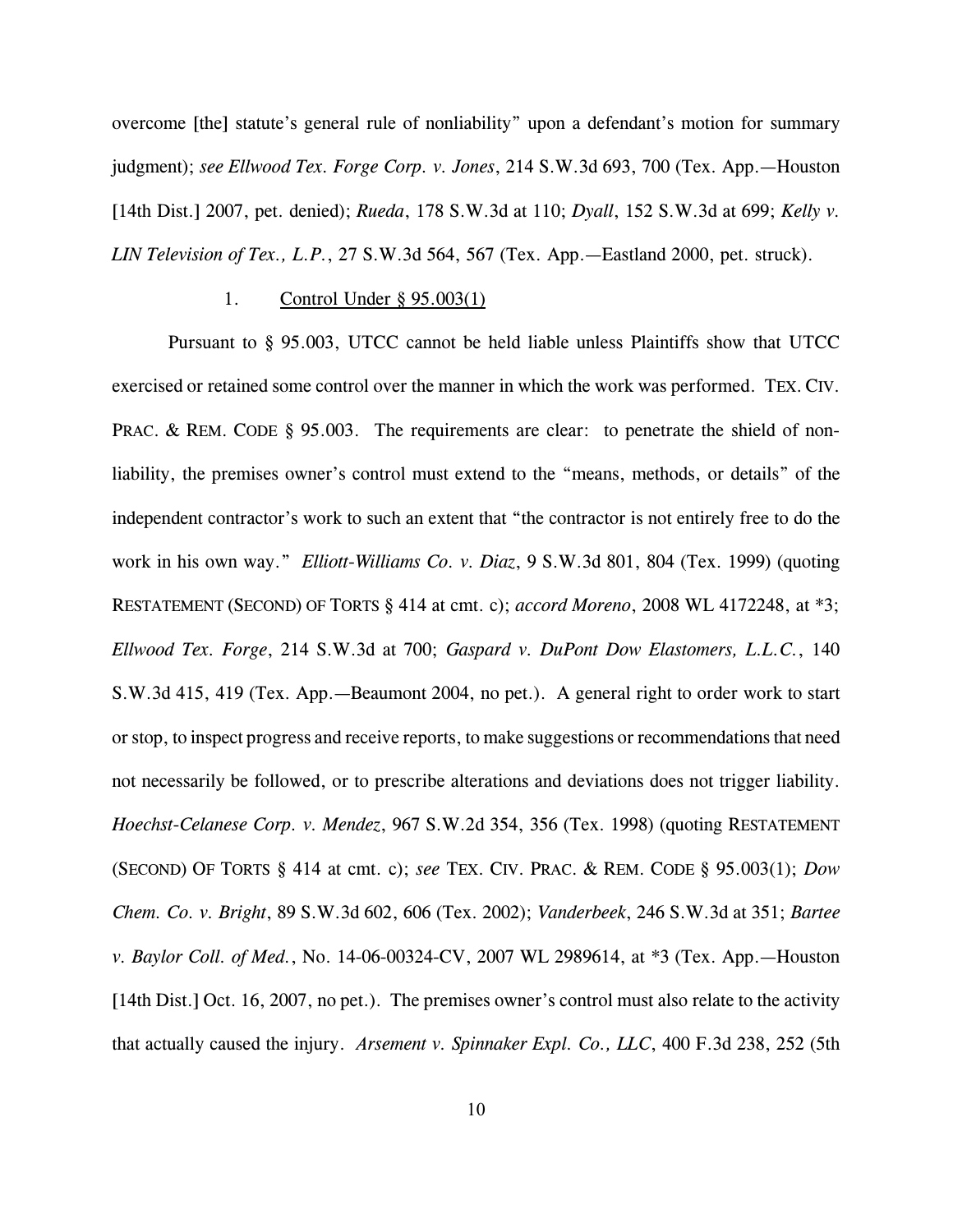overcome [the] statute's general rule of nonliability" upon a defendant's motion for summary judgment); *see Ellwood Tex. Forge Corp. v. Jones*, 214 S.W.3d 693, 700 (Tex. App.—Houston [14th Dist.] 2007, pet. denied); *Rueda*, 178 S.W.3d at 110; *Dyall*, 152 S.W.3d at 699; *Kelly v. LIN Television of Tex., L.P.*, 27 S.W.3d 564, 567 (Tex. App.—Eastland 2000, pet. struck).

### 1. Control Under § 95.003(1)

Pursuant to § 95.003, UTCC cannot be held liable unless Plaintiffs show that UTCC exercised or retained some control over the manner in which the work was performed. TEX. CIV. PRAC. & REM. CODE § 95.003. The requirements are clear: to penetrate the shield of non-liability, the premises owner's control must extend to the "means, methods, or details" of the independent contractor's work to such an extent that "the contractor is not entirely free to do the work in his own way." *Elliott-Williams Co. v. Diaz*, 9 S.W.3d 801, 804 (Tex. 1999) (quoting RESTATEMENT (SECOND) OF TORTS § 414 at cmt. c); *accord Moreno*, 2008 WL 4172248, at *3; *Ellwood Tex. Forge*, 214 S.W.3d at 700; *Gaspard v. DuPont Dow Elastomers, L.L.C.*, 140 S.W.3d 415, 419 (Tex. App.—Beaumont 2004, no pet.). A general right to order work to start or stop, to inspect progress and receive reports, to make suggestions or recommendations that need not necessarily be followed, or to prescribe alterations and deviations does not trigger liability. *Hoechst-Celanese Corp. v. Mendez*, 967 S.W.2d 354, 356 (Tex. 1998) (quoting RESTATEMENT (SECOND) OF TORTS § 414 at cmt. c); *see* TEX. CIV. PRAC. & REM. CODE § 95.003(1); *Dow Chem. Co. v. Bright*, 89 S.W.3d 602, 606 (Tex. 2002); *Vanderbeek*, 246 S.W.3d at 351; *Bartee v. Baylor Coll. of Med.*, No. 14-06-00324-CV, 2007 WL 2989614, at *3 (Tex. App.—Houston [14th Dist.] Oct. 16, 2007, no pet.). The premises owner's control must also relate to the activity that actually caused the injury. *Arsement v. Spinnaker Expl. Co., LLC*, 400 F.3d 238, 252 (5th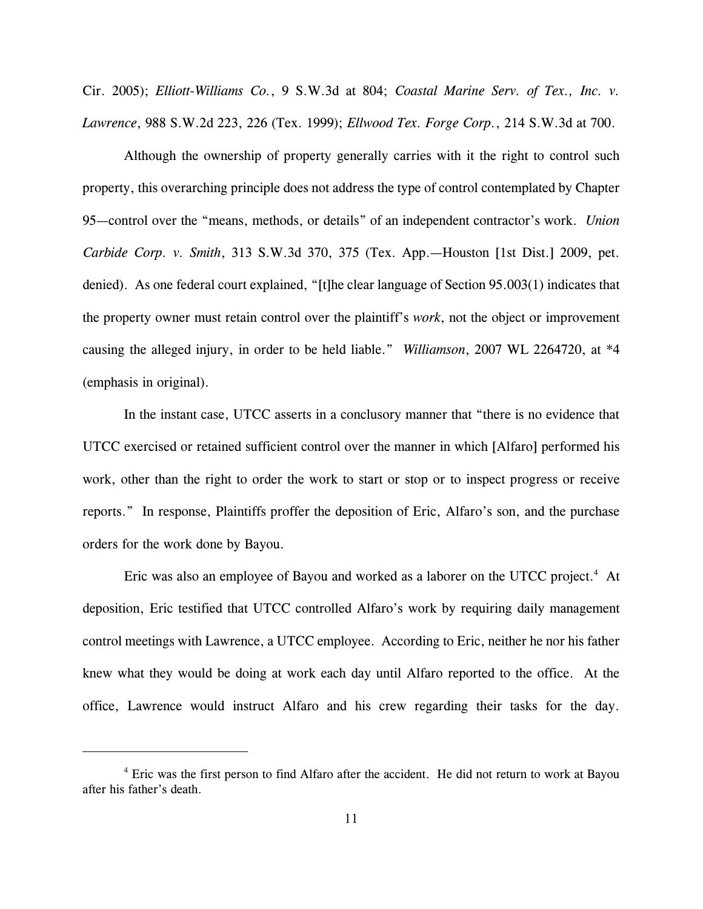Cir. 2005); *Elliott-Williams Co.*, 9 S.W.3d at 804; *Coastal Marine Serv. of Tex., Inc. v. Lawrence*, 988 S.W.2d 223, 226 (Tex. 1999); *Ellwood Tex. Forge Corp.*, 214 S.W.3d at 700.

Although the ownership of property generally carries with it the right to control such property, this overarching principle does not address the type of control contemplated by Chapter 95—control over the "means, methods, or details" of an independent contractor's work. *Union Carbide Corp. v. Smith*, 313 S.W.3d 370, 375 (Tex. App.—Houston [1st Dist.] 2009, pet. denied). As one federal court explained, "[t]he clear language of Section 95.003(1) indicates that the property owner must retain control over the plaintiff's *work*, not the object or improvement causing the alleged injury, in order to be held liable." *Williamson*, 2007 WL 2264720, at *4 (emphasis in original).

In the instant case, UTCC asserts in a conclusory manner that "there is no evidence that UTCC exercised or retained sufficient control over the manner in which [Alfaro] performed his work, other than the right to order the work to start or stop or to inspect progress or receive reports." In response, Plaintiffs proffer the deposition of Eric, Alfaro's son, and the purchase orders for the work done by Bayou.

Eric was also an employee of Bayou and worked as a laborer on the UTCC project.[4] At deposition, Eric testified that UTCC controlled Alfaro's work by requiring daily management control meetings with Lawrence, a UTCC employee. According to Eric, neither he nor his father knew what they would be doing at work each day until Alfaro reported to the office. At the office, Lawrence would instruct Alfaro and his crew regarding their tasks for the day.

[4] Eric was the first person to find Alfaro after the accident. He did not return to work at Bayou after his father's death.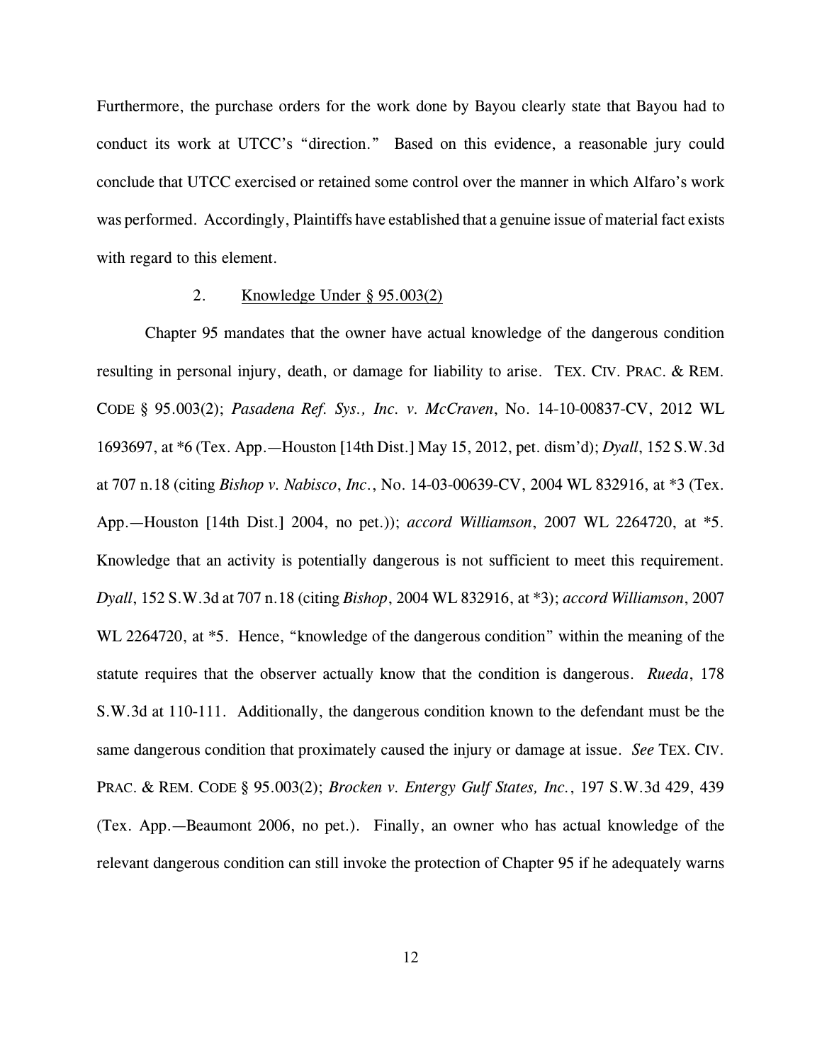Furthermore, the purchase orders for the work done by Bayou clearly state that Bayou had to conduct its work at UTCC's "direction." Based on this evidence, a reasonable jury could conclude that UTCC exercised or retained some control over the manner in which Alfaro's work was performed. Accordingly, Plaintiffs have established that a genuine issue of material fact exists with regard to this element.

2. Knowledge Under § 95.003(2)

Chapter 95 mandates that the owner have actual knowledge of the dangerous condition resulting in personal injury, death, or damage for liability to arise. TEX. CIV. PRAC. & REM. CODE § 95.003(2); *Pasadena Ref. Sys., Inc. v. McCraven*, No. 14-10-00837-CV, 2012 WL 1693697, at *6 (Tex. App.—Houston [14th Dist.] May 15, 2012, pet. dism'd); *Dyall*, 152 S.W.3d at 707 n.18 (citing *Bishop v. Nabisco*, *Inc.*, No. 14-03-00639-CV, 2004 WL 832916, at *3 (Tex. App.—Houston [14th Dist.] 2004, no pet.)); *accord Williamson*, 2007 WL 2264720, at *5. Knowledge that an activity is potentially dangerous is not sufficient to meet this requirement. *Dyall*, 152 S.W.3d at 707 n.18 (citing *Bishop*, 2004 WL 832916, at *3); *accord Williamson*, 2007 WL 2264720, at *5. Hence, "knowledge of the dangerous condition" within the meaning of the statute requires that the observer actually know that the condition is dangerous. *Rueda*, 178 S.W.3d at 110-111. Additionally, the dangerous condition known to the defendant must be the same dangerous condition that proximately caused the injury or damage at issue. *See* TEX. CIV. PRAC. & REM. CODE § 95.003(2); *Brocken v. Entergy Gulf States, Inc.*, 197 S.W.3d 429, 439 (Tex. App.—Beaumont 2006, no pet.). Finally, an owner who has actual knowledge of the relevant dangerous condition can still invoke the protection of Chapter 95 if he adequately warns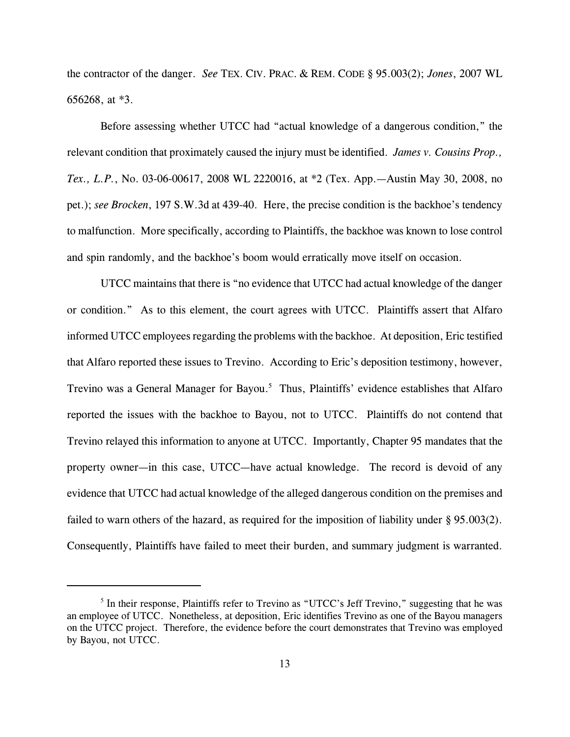the contractor of the danger. *See* TEX. CIV. PRAC. & REM. CODE § 95.003(2); *Jones*, 2007 WL 656268, at *3.

Before assessing whether UTCC had "actual knowledge of a dangerous condition," the relevant condition that proximately caused the injury must be identified. *James v. Cousins Prop., Tex., L.P.*, No. 03-06-00617, 2008 WL 2220016, at *2 (Tex. App.—Austin May 30, 2008, no pet.); *see Brocken*, 197 S.W.3d at 439-40. Here, the precise condition is the backhoe's tendency to malfunction. More specifically, according to Plaintiffs, the backhoe was known to lose control and spin randomly, and the backhoe's boom would erratically move itself on occasion.

UTCC maintains that there is "no evidence that UTCC had actual knowledge of the danger or condition." As to this element, the court agrees with UTCC. Plaintiffs assert that Alfaro informed UTCC employees regarding the problems with the backhoe. At deposition, Eric testified that Alfaro reported these issues to Trevino. According to Eric's deposition testimony, however, Trevino was a General Manager for Bayou.[5] Thus, Plaintiffs' evidence establishes that Alfaro reported the issues with the backhoe to Bayou, not to UTCC. Plaintiffs do not contend that Trevino relayed this information to anyone at UTCC. Importantly, Chapter 95 mandates that the property owner—in this case, UTCC—have actual knowledge. The record is devoid of any evidence that UTCC had actual knowledge of the alleged dangerous condition on the premises and failed to warn others of the hazard, as required for the imposition of liability under § 95.003(2). Consequently, Plaintiffs have failed to meet their burden, and summary judgment is warranted.

---

[5] In their response, Plaintiffs refer to Trevino as "UTCC's Jeff Trevino," suggesting that he was an employee of UTCC. Nonetheless, at deposition, Eric identifies Trevino as one of the Bayou managers on the UTCC project. Therefore, the evidence before the court demonstrates that Trevino was employed by Bayou, not UTCC.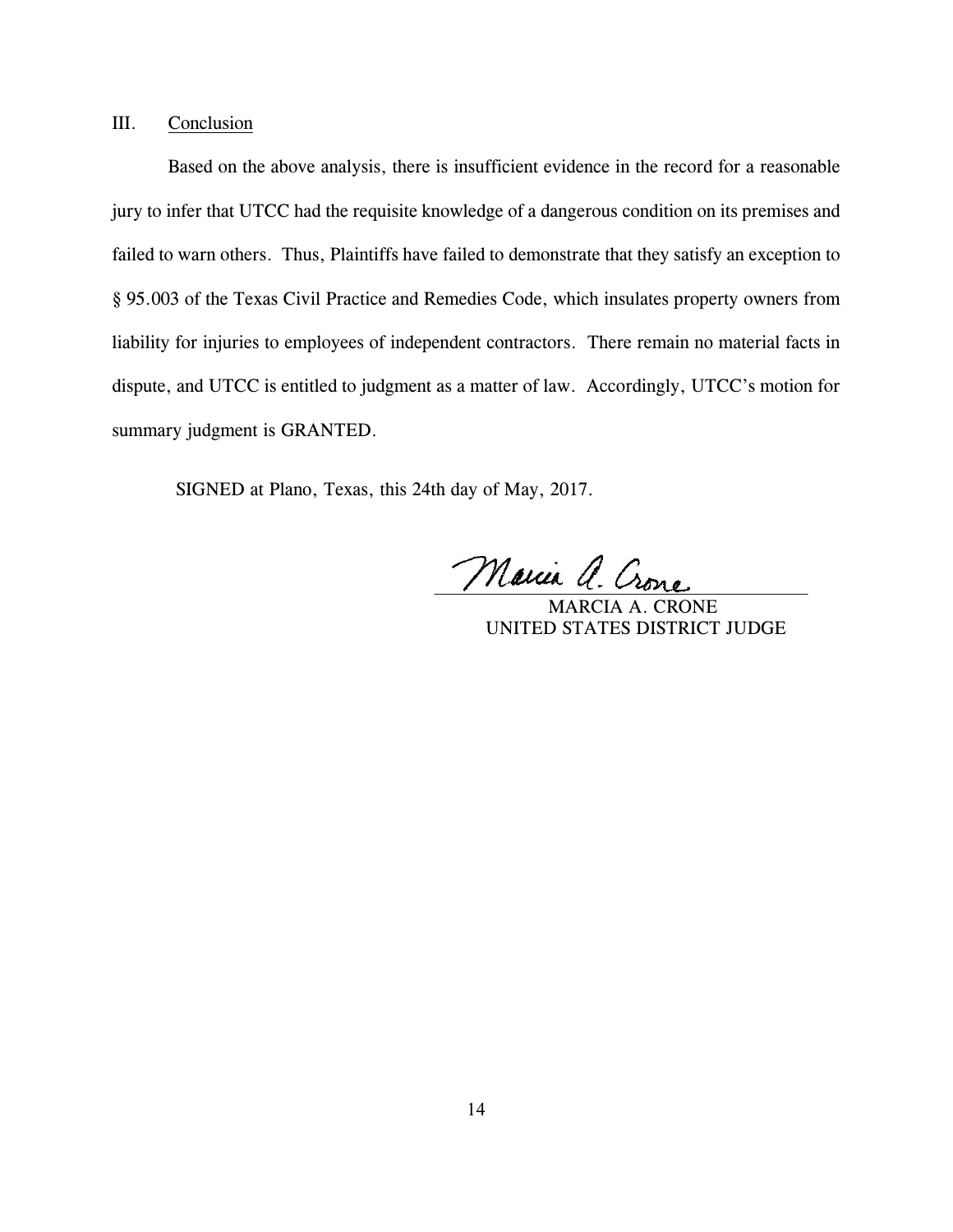## III. Conclusion

Based on the above analysis, there is insufficient evidence in the record for a reasonable jury to infer that UTCC had the requisite knowledge of a dangerous condition on its premises and failed to warn others. Thus, Plaintiffs have failed to demonstrate that they satisfy an exception to § 95.003 of the Texas Civil Practice and Remedies Code, which insulates property owners from liability for injuries to employees of independent contractors. There remain no material facts in dispute, and UTCC is entitled to judgment as a matter of law. Accordingly, UTCC's motion for summary judgment is GRANTED.

SIGNED at Plano, Texas, this 24th day of May, 2017.

Marcia A. Crone

MARCIA A. CRONE
UNITED STATES DISTRICT JUDGE